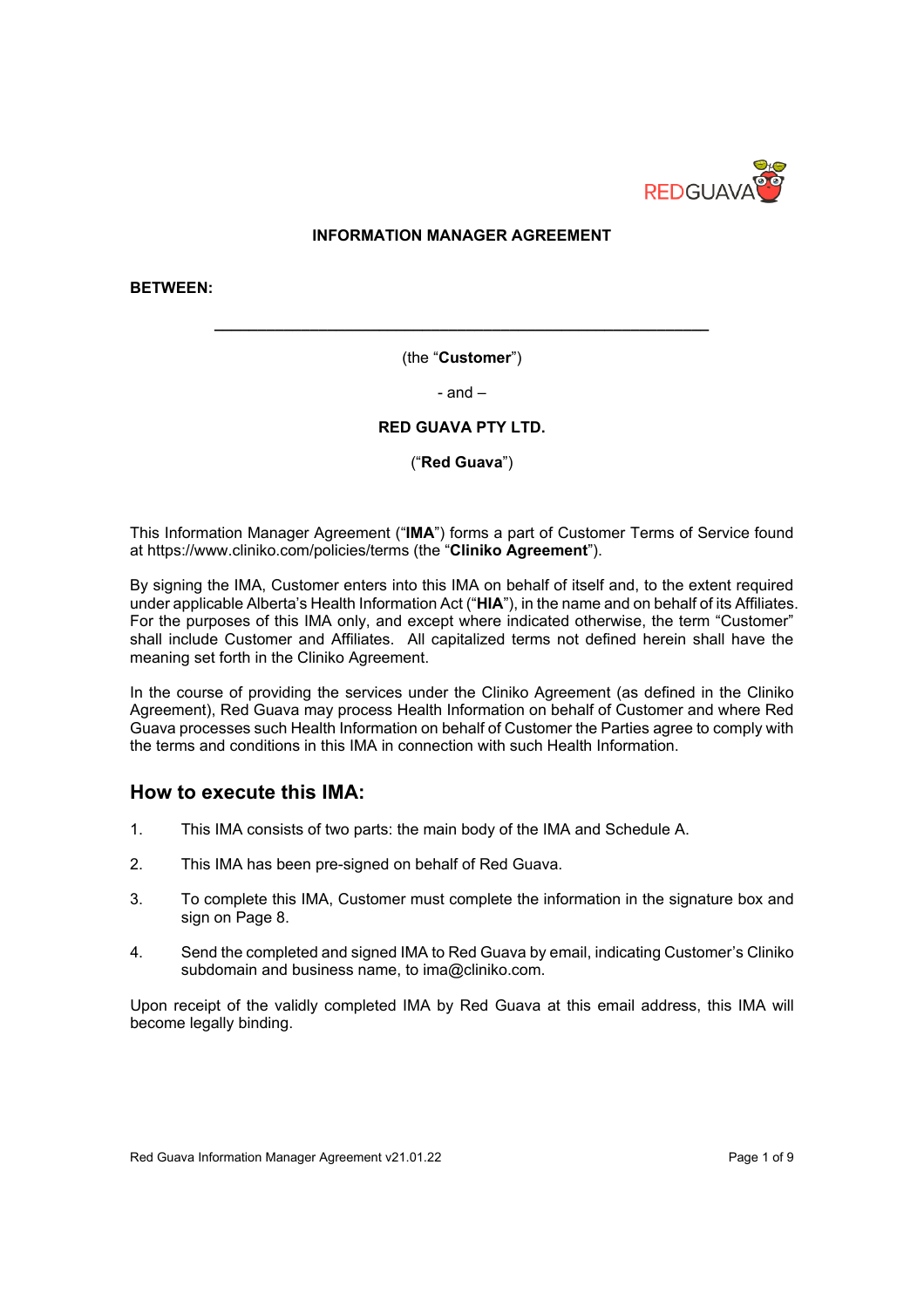**INFORMATION MANAGER AGREEMENT**

**BETWEEN:**

\_\_\_\_\_\_\_\_\_\_\_\_\_\_\_\_\_\_\_\_\_\_\_\_\_\_\_\_\_\_\_\_\_\_\_\_\_\_\_\_\_\_\_\_\_\_\_\_\_\_\_\_\_\_\_\_\_\_\_\_

(the "**Customer**")

- and –

**RED GUAVA PTY LTD.**

("**Red Guava**")

This Information Manager Agreement ("**IMA**") forms a part of Customer Terms of Service found at https://www.cliniko.com/policies/terms (the "**Cliniko Agreement**").

By signing the IMA, Customer enters into this IMA on behalf of itself and, to the extent required under applicable Alberta's Health Information Act ("**HIA**"), in the name and on behalf of its Affiliates. For the purposes of this IMA only, and except where indicated otherwise, the term "Customer" shall include Customer and Affiliates. All capitalized terms not defined herein shall have the meaning set forth in the Cliniko Agreement.

In the course of providing the services under the Cliniko Agreement (as defined in the Cliniko Agreement), Red Guava may process Health Information on behalf of Customer and where Red Guava processes such Health Information on behalf of Customer the Parties agree to comply with the terms and conditions in this IMA in connection with such Health Information.

## How to execute this IMA:

1. This IMA consists of two parts: the main body of the IMA and Schedule A.
2. This IMA has been pre-signed on behalf of Red Guava.
3. To complete this IMA, Customer must complete the information in the signature box and sign on Page 8.
4. Send the completed and signed IMA to Red Guava by email, indicating Customer's Cliniko subdomain and business name, to ima@cliniko.com.

Upon receipt of the validly completed IMA by Red Guava at this email address, this IMA will become legally binding.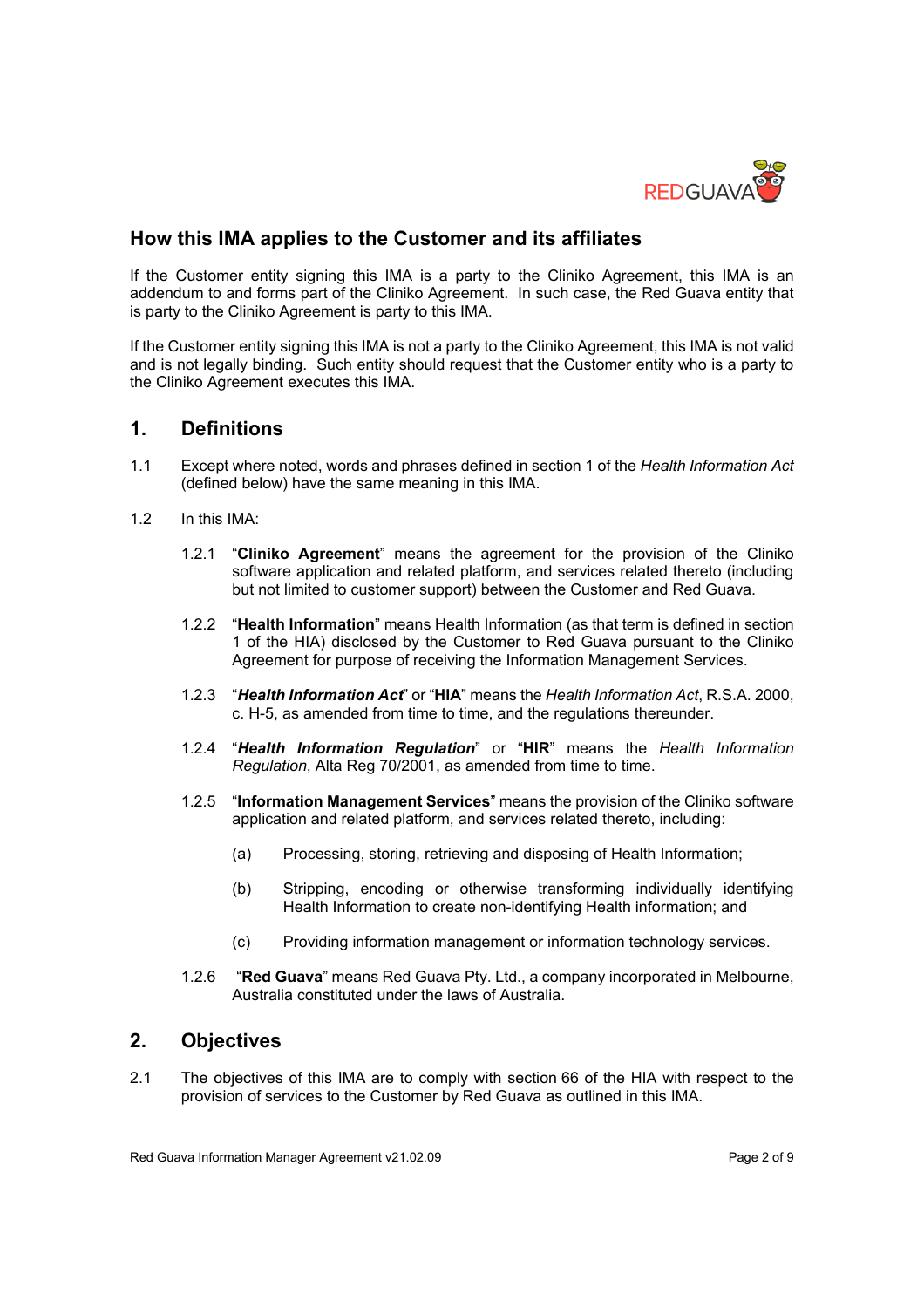## How this IMA applies to the Customer and its affiliates

If the Customer entity signing this IMA is a party to the Cliniko Agreement, this IMA is an addendum to and forms part of the Cliniko Agreement. In such case, the Red Guava entity that is party to the Cliniko Agreement is party to this IMA.

If the Customer entity signing this IMA is not a party to the Cliniko Agreement, this IMA is not valid and is not legally binding. Such entity should request that the Customer entity who is a party to the Cliniko Agreement executes this IMA.

## 1. Definitions

1.1 Except where noted, words and phrases defined in section 1 of the *Health Information Act* (defined below) have the same meaning in this IMA.

1.2 In this IMA:

1.2.1 "**Cliniko Agreement**" means the agreement for the provision of the Cliniko software application and related platform, and services related thereto (including but not limited to customer support) between the Customer and Red Guava.

1.2.2 "**Health Information**" means Health Information (as that term is defined in section 1 of the HIA) disclosed by the Customer to Red Guava pursuant to the Cliniko Agreement for purpose of receiving the Information Management Services.

1.2.3 "***Health Information Act***" or "**HIA**" means the *Health Information Act*, R.S.A. 2000, c. H-5, as amended from time to time, and the regulations thereunder.

1.2.4 "***Health Information Regulation***" or "**HIR**" means the *Health Information Regulation*, Alta Reg 70/2001, as amended from time to time.

1.2.5 "**Information Management Services**" means the provision of the Cliniko software application and related platform, and services related thereto, including:

(a) Processing, storing, retrieving and disposing of Health Information;

(b) Stripping, encoding or otherwise transforming individually identifying Health Information to create non-identifying Health information; and

(c) Providing information management or information technology services.

1.2.6 "**Red Guava**" means Red Guava Pty. Ltd., a company incorporated in Melbourne, Australia constituted under the laws of Australia.

## 2. Objectives

2.1 The objectives of this IMA are to comply with section 66 of the HIA with respect to the provision of services to the Customer by Red Guava as outlined in this IMA.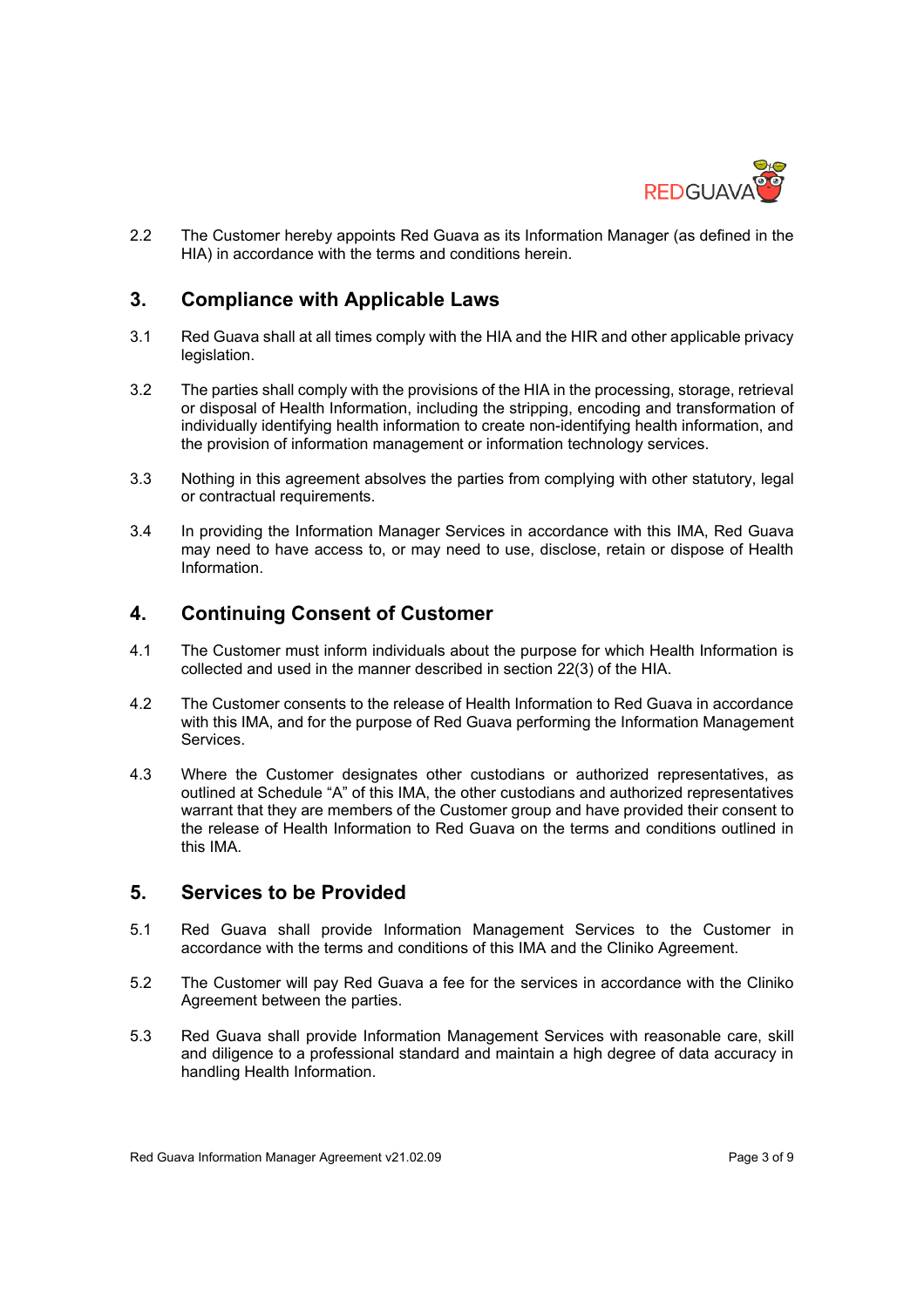2.2 The Customer hereby appoints Red Guava as its Information Manager (as defined in the HIA) in accordance with the terms and conditions herein.

## 3. Compliance with Applicable Laws

3.1 Red Guava shall at all times comply with the HIA and the HIR and other applicable privacy legislation.

3.2 The parties shall comply with the provisions of the HIA in the processing, storage, retrieval or disposal of Health Information, including the stripping, encoding and transformation of individually identifying health information to create non-identifying health information, and the provision of information management or information technology services.

3.3 Nothing in this agreement absolves the parties from complying with other statutory, legal or contractual requirements.

3.4 In providing the Information Manager Services in accordance with this IMA, Red Guava may need to have access to, or may need to use, disclose, retain or dispose of Health Information.

## 4. Continuing Consent of Customer

4.1 The Customer must inform individuals about the purpose for which Health Information is collected and used in the manner described in section 22(3) of the HIA.

4.2 The Customer consents to the release of Health Information to Red Guava in accordance with this IMA, and for the purpose of Red Guava performing the Information Management Services.

4.3 Where the Customer designates other custodians or authorized representatives, as outlined at Schedule "A" of this IMA, the other custodians and authorized representatives warrant that they are members of the Customer group and have provided their consent to the release of Health Information to Red Guava on the terms and conditions outlined in this IMA.

## 5. Services to be Provided

5.1 Red Guava shall provide Information Management Services to the Customer in accordance with the terms and conditions of this IMA and the Cliniko Agreement.

5.2 The Customer will pay Red Guava a fee for the services in accordance with the Cliniko Agreement between the parties.

5.3 Red Guava shall provide Information Management Services with reasonable care, skill and diligence to a professional standard and maintain a high degree of data accuracy in handling Health Information.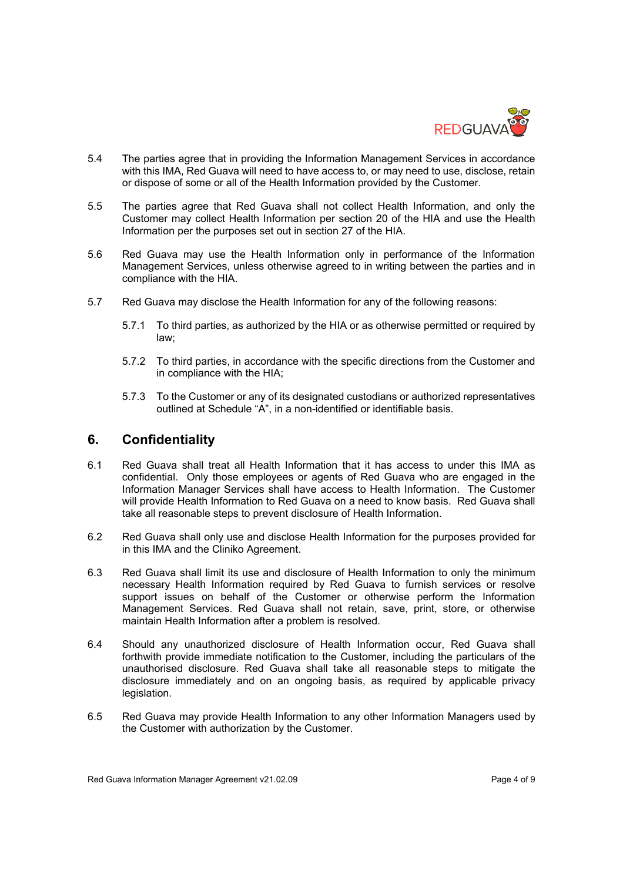5.4 The parties agree that in providing the Information Management Services in accordance with this IMA, Red Guava will need to have access to, or may need to use, disclose, retain or dispose of some or all of the Health Information provided by the Customer.

5.5 The parties agree that Red Guava shall not collect Health Information, and only the Customer may collect Health Information per section 20 of the HIA and use the Health Information per the purposes set out in section 27 of the HIA.

5.6 Red Guava may use the Health Information only in performance of the Information Management Services, unless otherwise agreed to in writing between the parties and in compliance with the HIA.

5.7 Red Guava may disclose the Health Information for any of the following reasons:

5.7.1 To third parties, as authorized by the HIA or as otherwise permitted or required by law;

5.7.2 To third parties, in accordance with the specific directions from the Customer and in compliance with the HIA;

5.7.3 To the Customer or any of its designated custodians or authorized representatives outlined at Schedule "A", in a non-identified or identifiable basis.

## 6. Confidentiality

6.1 Red Guava shall treat all Health Information that it has access to under this IMA as confidential. Only those employees or agents of Red Guava who are engaged in the Information Manager Services shall have access to Health Information. The Customer will provide Health Information to Red Guava on a need to know basis. Red Guava shall take all reasonable steps to prevent disclosure of Health Information.

6.2 Red Guava shall only use and disclose Health Information for the purposes provided for in this IMA and the Cliniko Agreement.

6.3 Red Guava shall limit its use and disclosure of Health Information to only the minimum necessary Health Information required by Red Guava to furnish services or resolve support issues on behalf of the Customer or otherwise perform the Information Management Services. Red Guava shall not retain, save, print, store, or otherwise maintain Health Information after a problem is resolved.

6.4 Should any unauthorized disclosure of Health Information occur, Red Guava shall forthwith provide immediate notification to the Customer, including the particulars of the unauthorised disclosure. Red Guava shall take all reasonable steps to mitigate the disclosure immediately and on an ongoing basis, as required by applicable privacy legislation.

6.5 Red Guava may provide Health Information to any other Information Managers used by the Customer with authorization by the Customer.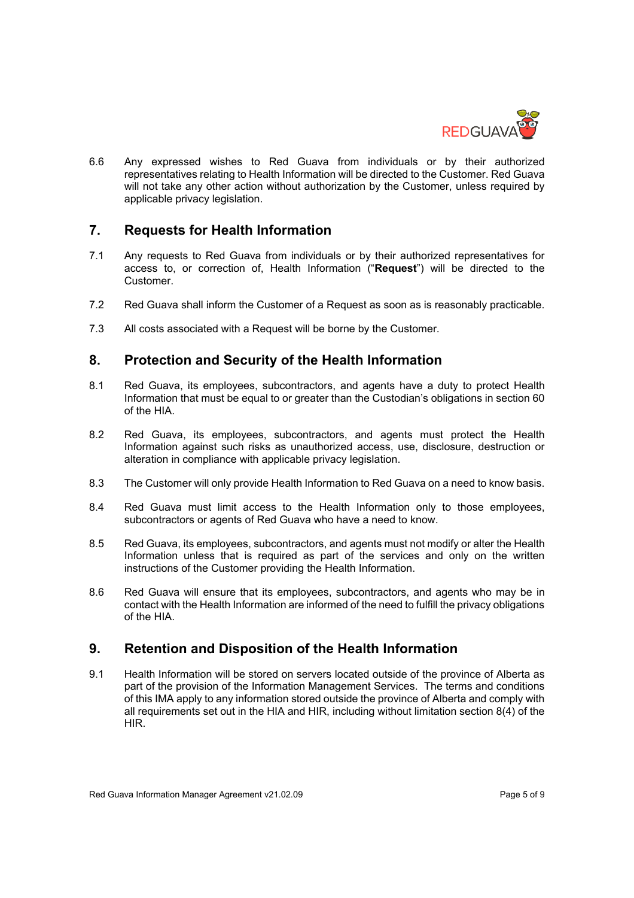6.6 Any expressed wishes to Red Guava from individuals or by their authorized representatives relating to Health Information will be directed to the Customer. Red Guava will not take any other action without authorization by the Customer, unless required by applicable privacy legislation.

## 7. Requests for Health Information

7.1 Any requests to Red Guava from individuals or by their authorized representatives for access to, or correction of, Health Information ("**Request**") will be directed to the Customer.

7.2 Red Guava shall inform the Customer of a Request as soon as is reasonably practicable.

7.3 All costs associated with a Request will be borne by the Customer.

## 8. Protection and Security of the Health Information

8.1 Red Guava, its employees, subcontractors, and agents have a duty to protect Health Information that must be equal to or greater than the Custodian's obligations in section 60 of the HIA.

8.2 Red Guava, its employees, subcontractors, and agents must protect the Health Information against such risks as unauthorized access, use, disclosure, destruction or alteration in compliance with applicable privacy legislation.

8.3 The Customer will only provide Health Information to Red Guava on a need to know basis.

8.4 Red Guava must limit access to the Health Information only to those employees, subcontractors or agents of Red Guava who have a need to know.

8.5 Red Guava, its employees, subcontractors, and agents must not modify or alter the Health Information unless that is required as part of the services and only on the written instructions of the Customer providing the Health Information.

8.6 Red Guava will ensure that its employees, subcontractors, and agents who may be in contact with the Health Information are informed of the need to fulfill the privacy obligations of the HIA.

## 9. Retention and Disposition of the Health Information

9.1 Health Information will be stored on servers located outside of the province of Alberta as part of the provision of the Information Management Services. The terms and conditions of this IMA apply to any information stored outside the province of Alberta and comply with all requirements set out in the HIA and HIR, including without limitation section 8(4) of the HIR.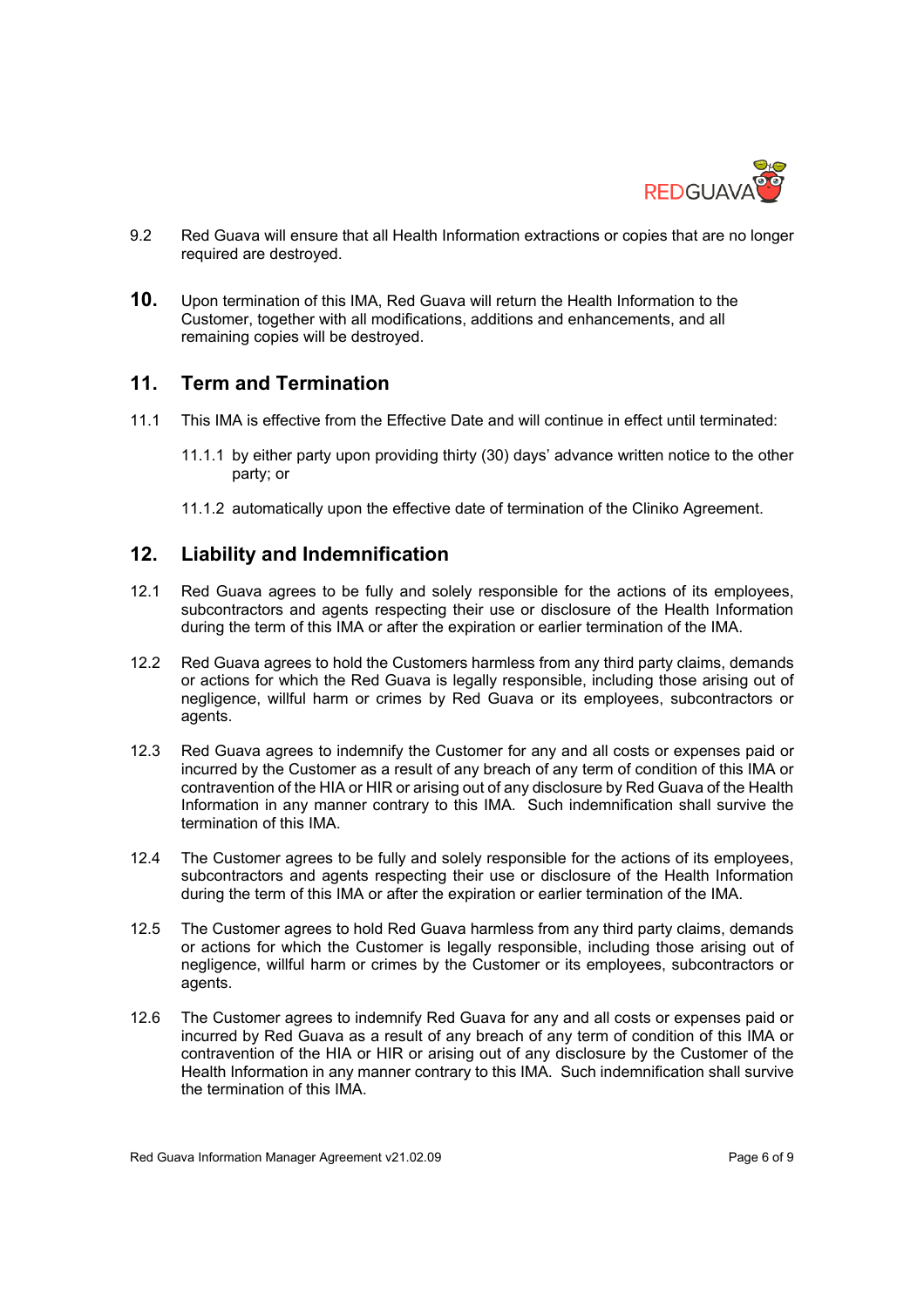9.2 Red Guava will ensure that all Health Information extractions or copies that are no longer required are destroyed.

**10.** Upon termination of this IMA, Red Guava will return the Health Information to the Customer, together with all modifications, additions and enhancements, and all remaining copies will be destroyed.

## 11. Term and Termination

11.1 This IMA is effective from the Effective Date and will continue in effect until terminated:

11.1.1 by either party upon providing thirty (30) days' advance written notice to the other party; or

11.1.2 automatically upon the effective date of termination of the Cliniko Agreement.

## 12. Liability and Indemnification

12.1 Red Guava agrees to be fully and solely responsible for the actions of its employees, subcontractors and agents respecting their use or disclosure of the Health Information during the term of this IMA or after the expiration or earlier termination of the IMA.

12.2 Red Guava agrees to hold the Customers harmless from any third party claims, demands or actions for which the Red Guava is legally responsible, including those arising out of negligence, willful harm or crimes by Red Guava or its employees, subcontractors or agents.

12.3 Red Guava agrees to indemnify the Customer for any and all costs or expenses paid or incurred by the Customer as a result of any breach of any term of condition of this IMA or contravention of the HIA or HIR or arising out of any disclosure by Red Guava of the Health Information in any manner contrary to this IMA. Such indemnification shall survive the termination of this IMA.

12.4 The Customer agrees to be fully and solely responsible for the actions of its employees, subcontractors and agents respecting their use or disclosure of the Health Information during the term of this IMA or after the expiration or earlier termination of the IMA.

12.5 The Customer agrees to hold Red Guava harmless from any third party claims, demands or actions for which the Customer is legally responsible, including those arising out of negligence, willful harm or crimes by the Customer or its employees, subcontractors or agents.

12.6 The Customer agrees to indemnify Red Guava for any and all costs or expenses paid or incurred by Red Guava as a result of any breach of any term of condition of this IMA or contravention of the HIA or HIR or arising out of any disclosure by the Customer of the Health Information in any manner contrary to this IMA. Such indemnification shall survive the termination of this IMA.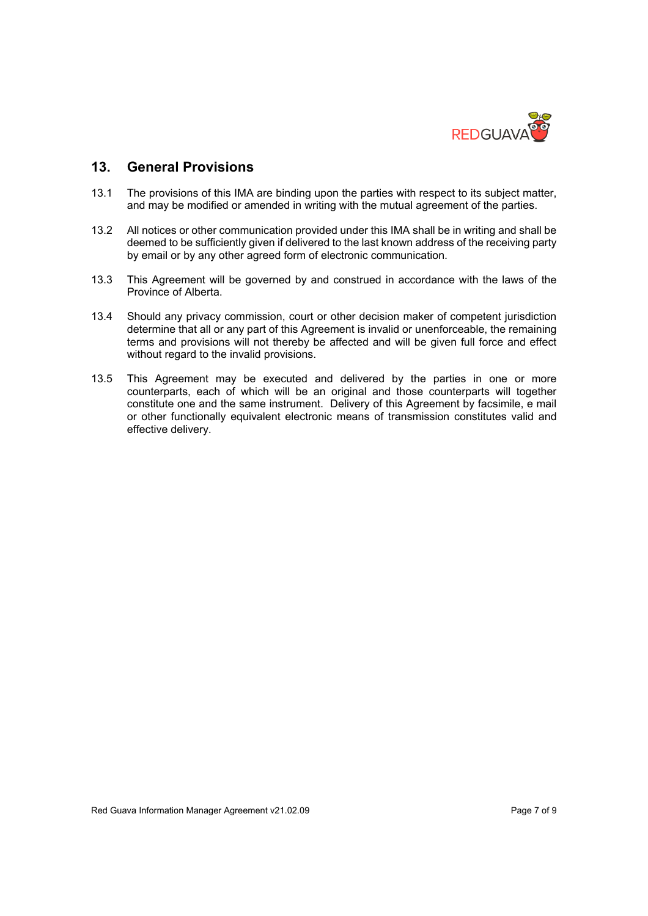## 13. General Provisions

13.1 The provisions of this IMA are binding upon the parties with respect to its subject matter, and may be modified or amended in writing with the mutual agreement of the parties.

13.2 All notices or other communication provided under this IMA shall be in writing and shall be deemed to be sufficiently given if delivered to the last known address of the receiving party by email or by any other agreed form of electronic communication.

13.3 This Agreement will be governed by and construed in accordance with the laws of the Province of Alberta.

13.4 Should any privacy commission, court or other decision maker of competent jurisdiction determine that all or any part of this Agreement is invalid or unenforceable, the remaining terms and provisions will not thereby be affected and will be given full force and effect without regard to the invalid provisions.

13.5 This Agreement may be executed and delivered by the parties in one or more counterparts, each of which will be an original and those counterparts will together constitute one and the same instrument. Delivery of this Agreement by facsimile, e mail or other functionally equivalent electronic means of transmission constitutes valid and effective delivery.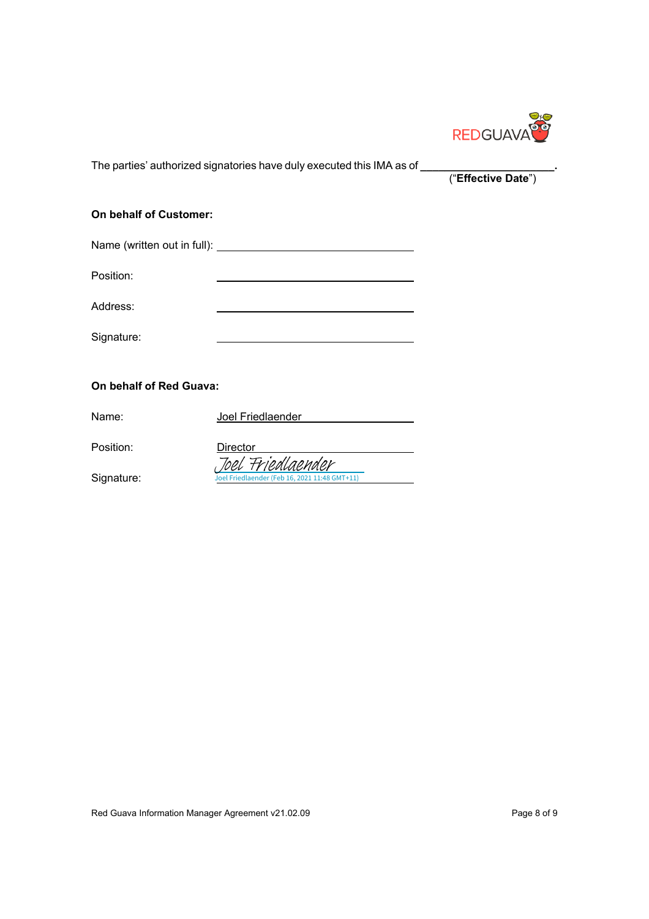The parties' authorized signatories have duly executed this IMA as of ______________________. ("**Effective Date**")

**On behalf of Customer:**

Name (written out in full): ______________________________

Position: ______________________________

Address: ______________________________

Signature: ______________________________

**On behalf of Red Guava:**

Name: Joel Friedlaender

Position: Director

Signature: Joel Friedlaender
Joel Friedlaender (Feb 16, 2021 11:48 GMT+11)

Red Guava Information Manager Agreement v21.02.09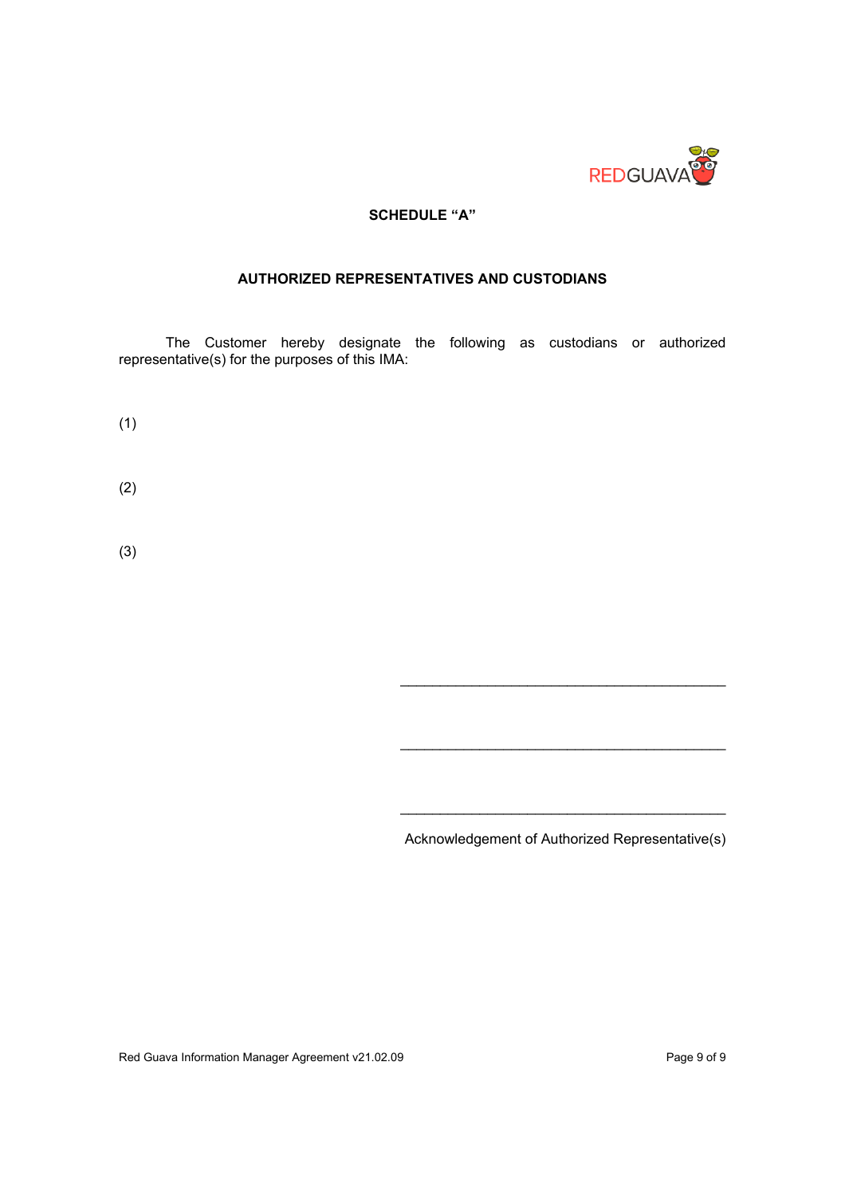REDGUAVA

## SCHEDULE "A"

## AUTHORIZED REPRESENTATIVES AND CUSTODIANS

The Customer hereby designate the following as custodians or authorized representative(s) for the purposes of this IMA:

(1)

(2)

(3)

\_\_\_\_\_\_\_\_\_\_\_\_\_\_\_\_\_\_\_\_\_\_\_\_\_\_\_\_\_\_\_\_\_\_\_\_\_\_\_\_

\_\_\_\_\_\_\_\_\_\_\_\_\_\_\_\_\_\_\_\_\_\_\_\_\_\_\_\_\_\_\_\_\_\_\_\_\_\_\_\_

\_\_\_\_\_\_\_\_\_\_\_\_\_\_\_\_\_\_\_\_\_\_\_\_\_\_\_\_\_\_\_\_\_\_\_\_\_\_\_\_

Acknowledgement of Authorized Representative(s)